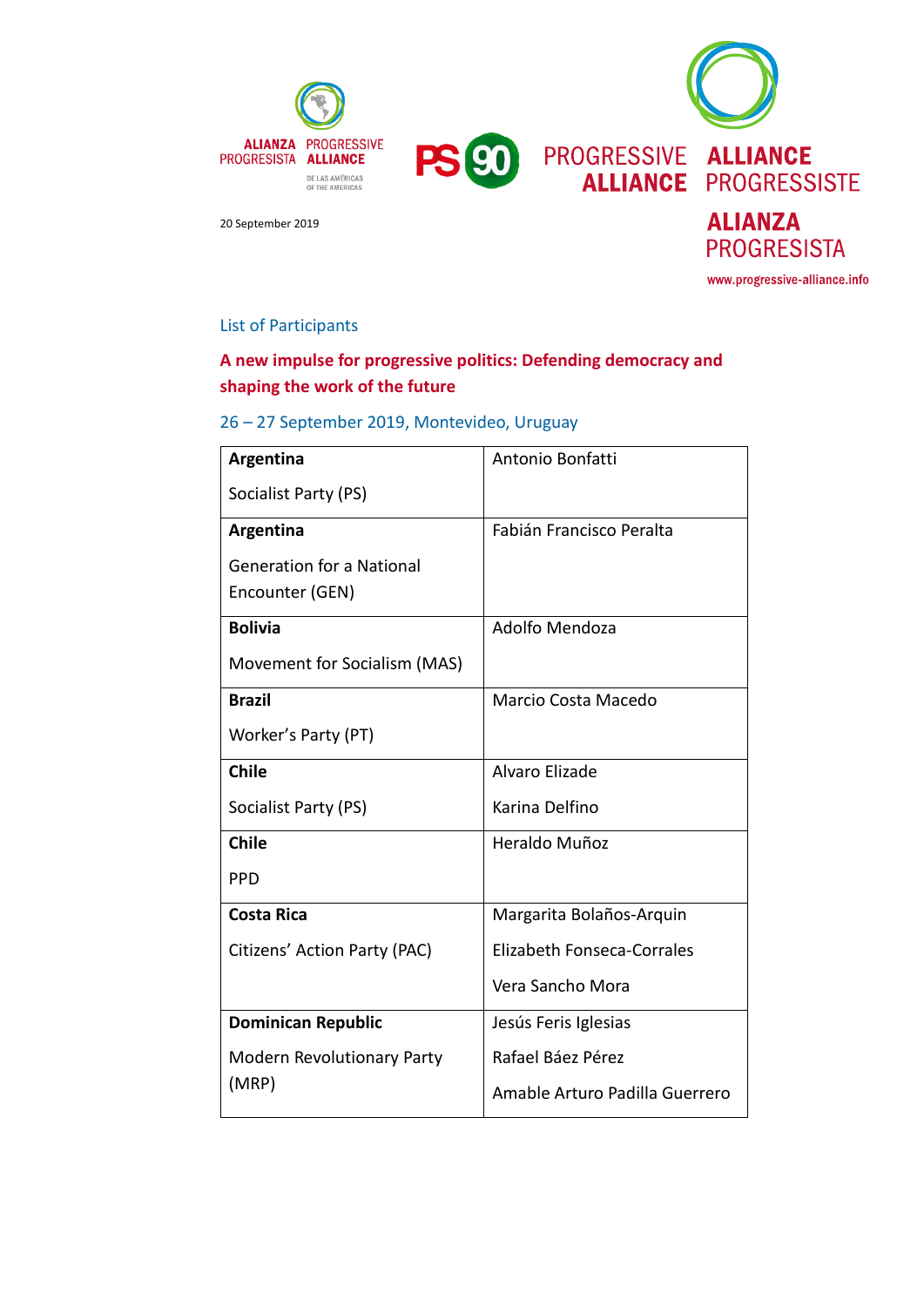ALIANZA PROGRESISTA PROGRESSIVE ALLIANCE DE LAS AMÉRICAS OF THE AMERICAS

PS 90

PROGRESSIVE ALLIANCE ALLIANCE PROGRESSISTE ALIANZA PROGRESISTA

www.progressive-alliance.info

20 September 2019

## List of Participants

### A new impulse for progressive politics: Defending democracy and shaping the work of the future

26 – 27 September 2019, Montevideo, Uruguay

| | |
|---|---|
| **Argentina**<br>Socialist Party (PS) | Antonio Bonfatti |
| **Argentina**<br>Generation for a National Encounter (GEN) | Fabián Francisco Peralta |
| **Bolivia**<br>Movement for Socialism (MAS) | Adolfo Mendoza |
| **Brazil**<br>Worker's Party (PT) | Marcio Costa Macedo |
| **Chile**<br>Socialist Party (PS) | Alvaro Elizade<br>Karina Delfino |
| **Chile**<br>PPD | Heraldo Muñoz |
| **Costa Rica**<br>Citizens' Action Party (PAC) | Margarita Bolaños-Arquin<br>Elizabeth Fonseca-Corrales<br>Vera Sancho Mora |
| **Dominican Republic**<br>Modern Revolutionary Party (MRP) | Jesús Feris Iglesias<br>Rafael Báez Pérez<br>Amable Arturo Padilla Guerrero |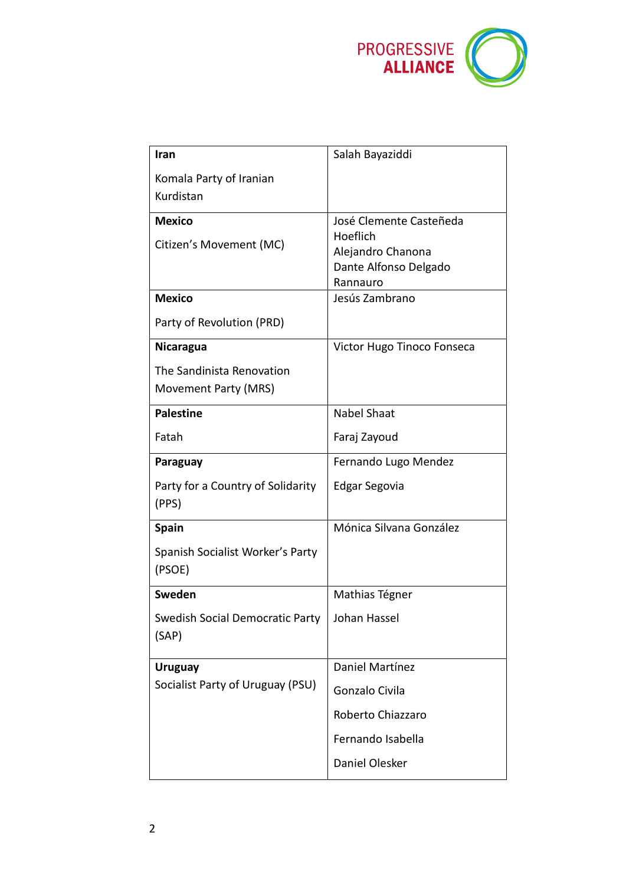| Country / Party | Name(s) |
|---|---|
| **Iran**<br><br>Komala Party of Iranian Kurdistan | Salah Bayaziddi |
| **Mexico**<br><br>Citizen's Movement (MC) | José Clemente Casteñeda Hoeflich<br>Alejandro Chanona<br>Dante Alfonso Delgado Rannauro |
| **Mexico**<br><br>Party of Revolution (PRD) | Jesús Zambrano |
| **Nicaragua**<br><br>The Sandinista Renovation Movement Party (MRS) | Victor Hugo Tinoco Fonseca |
| **Palestine**<br><br>Fatah | Nabel Shaat<br><br>Faraj Zayoud |
| **Paraguay**<br><br>Party for a Country of Solidarity (PPS) | Fernando Lugo Mendez<br><br>Edgar Segovia |
| **Spain**<br><br>Spanish Socialist Worker's Party (PSOE) | Mónica Silvana González |
| **Sweden**<br><br>Swedish Social Democratic Party (SAP) | Mathias Tégner<br><br>Johan Hassel |
| **Uruguay**<br>Socialist Party of Uruguay (PSU) | Daniel Martínez<br><br>Gonzalo Civila<br><br>Roberto Chiazzaro<br><br>Fernando Isabella<br><br>Daniel Olesker |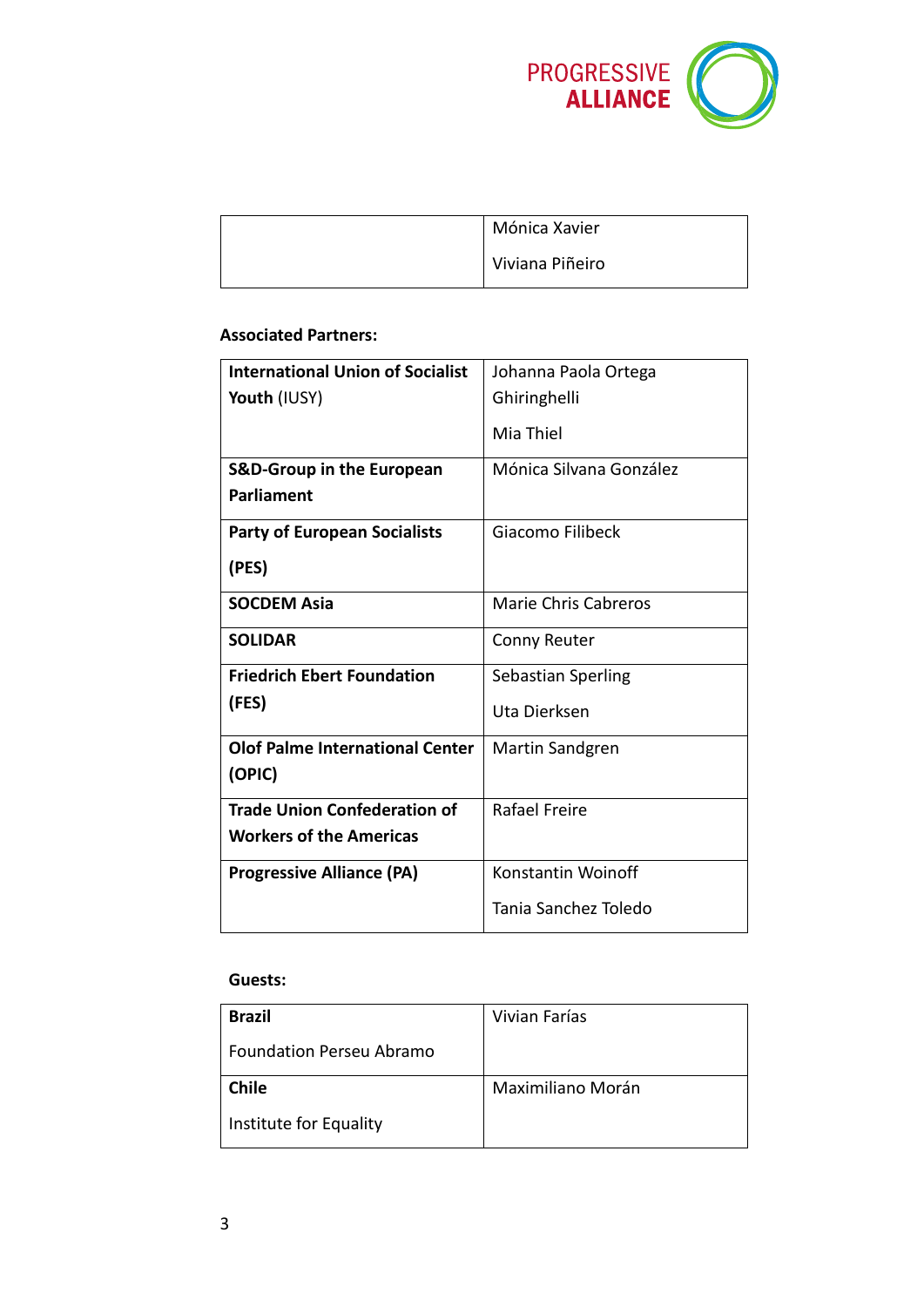| | |
|---|---|
| | Mónica Xavier<br><br>Viviana Piñeiro |

**Associated Partners:**

| | |
|---|---|
| **International Union of Socialist Youth** (IUSY) | Johanna Paola Ortega Ghiringhelli<br><br>Mia Thiel |
| **S&D-Group in the European Parliament** | Mónica Silvana González |
| **Party of European Socialists (PES)** | Giacomo Filibeck |
| **SOCDEM Asia** | Marie Chris Cabreros |
| **SOLIDAR** | Conny Reuter |
| **Friedrich Ebert Foundation (FES)** | Sebastian Sperling<br><br>Uta Dierksen |
| **Olof Palme International Center (OPIC)** | Martin Sandgren |
| **Trade Union Confederation of Workers of the Americas** | Rafael Freire |
| **Progressive Alliance (PA)** | Konstantin Woinoff<br><br>Tania Sanchez Toledo |

**Guests:**

| | |
|---|---|
| **Brazil**<br><br>Foundation Perseu Abramo | Vivian Farías |
| **Chile**<br><br>Institute for Equality | Maximiliano Morán |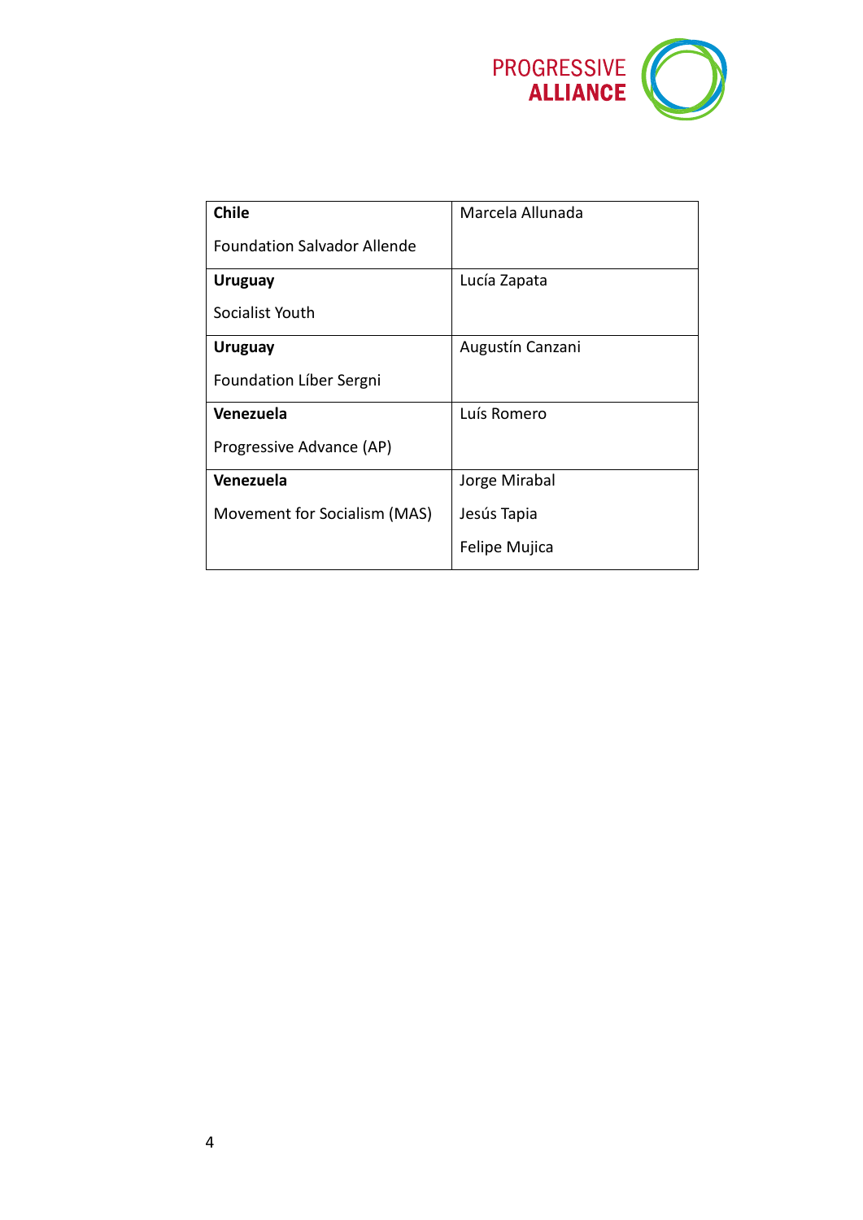| | |
|---|---|
| **Chile**<br><br>Foundation Salvador Allende | Marcela Allunada |
| **Uruguay**<br><br>Socialist Youth | Lucía Zapata |
| **Uruguay**<br><br>Foundation Líber Sergni | Augustín Canzani |
| **Venezuela**<br><br>Progressive Advance (AP) | Luís Romero |
| **Venezuela**<br><br>Movement for Socialism (MAS) | Jorge Mirabal<br><br>Jesús Tapia<br><br>Felipe Mujica |